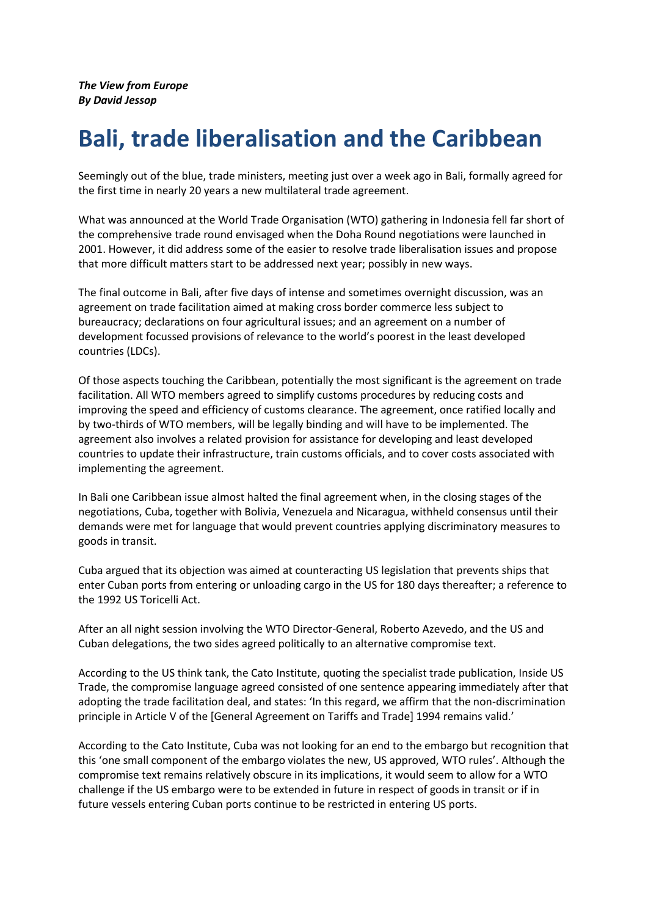***The View from Europe***
***By David Jessop***

# Bali, trade liberalisation and the Caribbean

Seemingly out of the blue, trade ministers, meeting just over a week ago in Bali, formally agreed for the first time in nearly 20 years a new multilateral trade agreement.

What was announced at the World Trade Organisation (WTO) gathering in Indonesia fell far short of the comprehensive trade round envisaged when the Doha Round negotiations were launched in 2001. However, it did address some of the easier to resolve trade liberalisation issues and propose that more difficult matters start to be addressed next year; possibly in new ways.

The final outcome in Bali, after five days of intense and sometimes overnight discussion, was an agreement on trade facilitation aimed at making cross border commerce less subject to bureaucracy; declarations on four agricultural issues; and an agreement on a number of development focussed provisions of relevance to the world's poorest in the least developed countries (LDCs).

Of those aspects touching the Caribbean, potentially the most significant is the agreement on trade facilitation. All WTO members agreed to simplify customs procedures by reducing costs and improving the speed and efficiency of customs clearance. The agreement, once ratified locally and by two-thirds of WTO members, will be legally binding and will have to be implemented. The agreement also involves a related provision for assistance for developing and least developed countries to update their infrastructure, train customs officials, and to cover costs associated with implementing the agreement.

In Bali one Caribbean issue almost halted the final agreement when, in the closing stages of the negotiations, Cuba, together with Bolivia, Venezuela and Nicaragua, withheld consensus until their demands were met for language that would prevent countries applying discriminatory measures to goods in transit.

Cuba argued that its objection was aimed at counteracting US legislation that prevents ships that enter Cuban ports from entering or unloading cargo in the US for 180 days thereafter; a reference to the 1992 US Toricelli Act.

After an all night session involving the WTO Director-General, Roberto Azevedo, and the US and Cuban delegations, the two sides agreed politically to an alternative compromise text.

According to the US think tank, the Cato Institute, quoting the specialist trade publication, Inside US Trade, the compromise language agreed consisted of one sentence appearing immediately after that adopting the trade facilitation deal, and states: 'In this regard, we affirm that the non-discrimination principle in Article V of the [General Agreement on Tariffs and Trade] 1994 remains valid.'

According to the Cato Institute, Cuba was not looking for an end to the embargo but recognition that this 'one small component of the embargo violates the new, US approved, WTO rules'. Although the compromise text remains relatively obscure in its implications, it would seem to allow for a WTO challenge if the US embargo were to be extended in future in respect of goods in transit or if in future vessels entering Cuban ports continue to be restricted in entering US ports.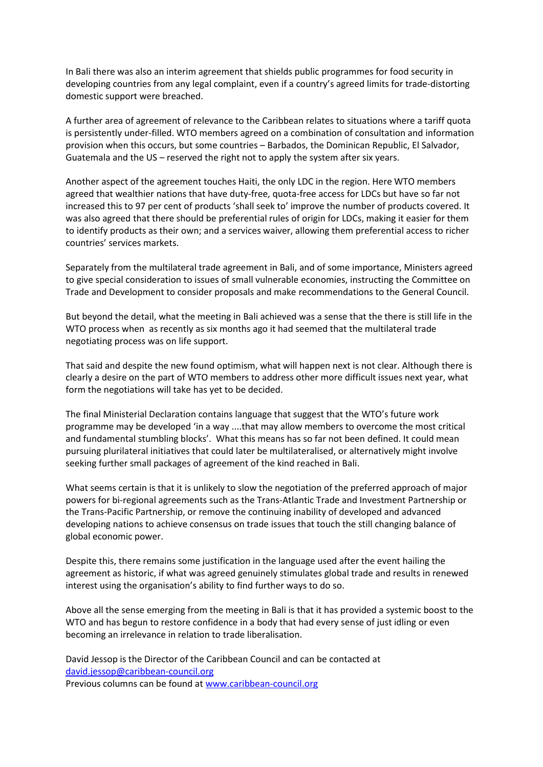In Bali there was also an interim agreement that shields public programmes for food security in developing countries from any legal complaint, even if a country's agreed limits for trade-distorting domestic support were breached.

A further area of agreement of relevance to the Caribbean relates to situations where a tariff quota is persistently under-filled. WTO members agreed on a combination of consultation and information provision when this occurs, but some countries – Barbados, the Dominican Republic, El Salvador, Guatemala and the US – reserved the right not to apply the system after six years.

Another aspect of the agreement touches Haiti, the only LDC in the region. Here WTO members agreed that wealthier nations that have duty-free, quota-free access for LDCs but have so far not increased this to 97 per cent of products 'shall seek to' improve the number of products covered. It was also agreed that there should be preferential rules of origin for LDCs, making it easier for them to identify products as their own; and a services waiver, allowing them preferential access to richer countries' services markets.

Separately from the multilateral trade agreement in Bali, and of some importance, Ministers agreed to give special consideration to issues of small vulnerable economies, instructing the Committee on Trade and Development to consider proposals and make recommendations to the General Council.

But beyond the detail, what the meeting in Bali achieved was a sense that the there is still life in the WTO process when as recently as six months ago it had seemed that the multilateral trade negotiating process was on life support.

That said and despite the new found optimism, what will happen next is not clear. Although there is clearly a desire on the part of WTO members to address other more difficult issues next year, what form the negotiations will take has yet to be decided.

The final Ministerial Declaration contains language that suggest that the WTO's future work programme may be developed 'in a way ....that may allow members to overcome the most critical and fundamental stumbling blocks'. What this means has so far not been defined. It could mean pursuing plurilateral initiatives that could later be multilateralised, or alternatively might involve seeking further small packages of agreement of the kind reached in Bali.

What seems certain is that it is unlikely to slow the negotiation of the preferred approach of major powers for bi-regional agreements such as the Trans-Atlantic Trade and Investment Partnership or the Trans-Pacific Partnership, or remove the continuing inability of developed and advanced developing nations to achieve consensus on trade issues that touch the still changing balance of global economic power.

Despite this, there remains some justification in the language used after the event hailing the agreement as historic, if what was agreed genuinely stimulates global trade and results in renewed interest using the organisation's ability to find further ways to do so.

Above all the sense emerging from the meeting in Bali is that it has provided a systemic boost to the WTO and has begun to restore confidence in a body that had every sense of just idling or even becoming an irrelevance in relation to trade liberalisation.

David Jessop is the Director of the Caribbean Council and can be contacted at david.jessop@caribbean-council.org
Previous columns can be found at www.caribbean-council.org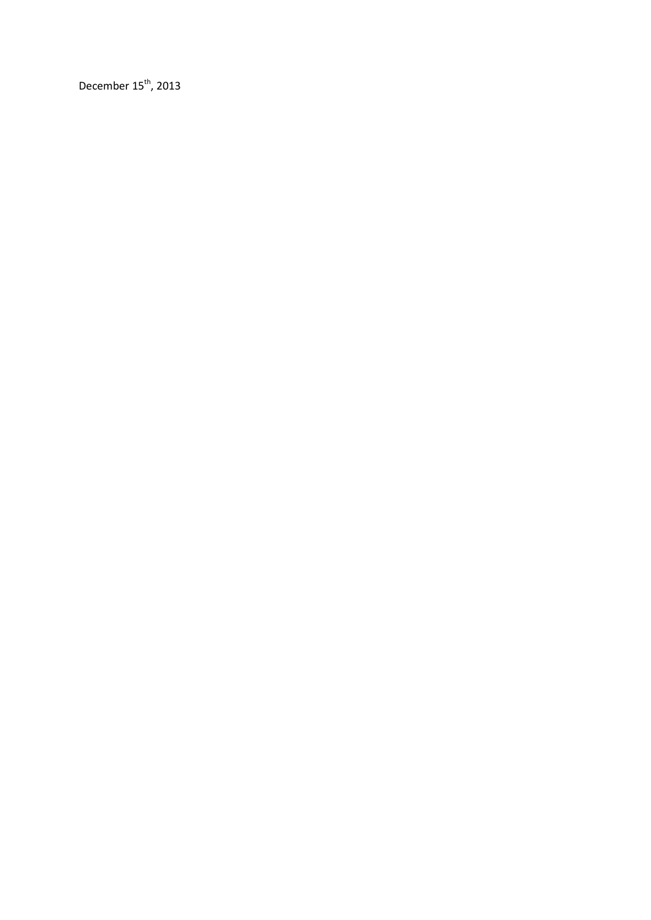December 15th, 2013